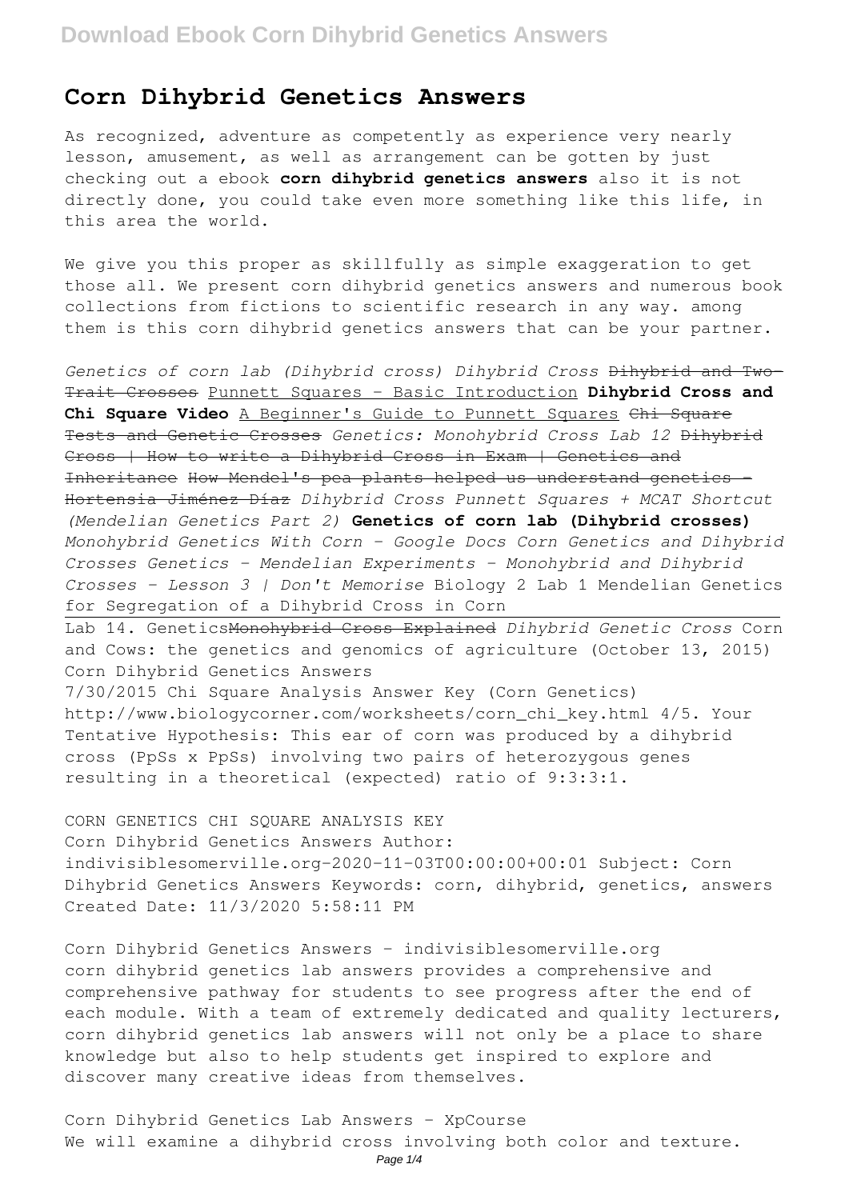# Corn Dihybrid Genetics Answers

As recognized, adventure as competently as experience very nearly lesson, amusement, as well as arrangement can be gotten by just checking out a ebook **corn dihybrid genetics answers** also it is not directly done, you could take even more something like this life, in this area the world.

We give you this proper as skillfully as simple exaggeration to get those all. We present corn dihybrid genetics answers and numerous book collections from fictions to scientific research in any way. among them is this corn dihybrid genetics answers that can be your partner.

*Genetics of corn lab (Dihybrid cross) Dihybrid Cross* ~~Dihybrid and Two-Trait Crosses~~ Punnett Squares - Basic Introduction **Dihybrid Cross and Chi Square Video** A Beginner's Guide to Punnett Squares ~~Chi Square Tests and Genetic Crosses~~ *Genetics: Monohybrid Cross Lab 12* ~~Dihybrid Cross | How to write a Dihybrid Cross in Exam | Genetics and Inheritance How Mendel's pea plants helped us understand genetics - Hortensia Jiménez Díaz~~ *Dihybrid Cross Punnett Squares + MCAT Shortcut (Mendelian Genetics Part 2)* **Genetics of corn lab (Dihybrid crosses)** *Monohybrid Genetics With Corn - Google Docs Corn Genetics and Dihybrid Crosses Genetics - Mendelian Experiments - Monohybrid and Dihybrid Crosses - Lesson 3 | Don't Memorise* Biology 2 Lab 1 Mendelian Genetics for Segregation of a Dihybrid Cross in Corn

Lab 14. Genetics~~Monohybrid Cross Explained~~ *Dihybrid Genetic Cross* Corn and Cows: the genetics and genomics of agriculture (October 13, 2015) Corn Dihybrid Genetics Answers

7/30/2015 Chi Square Analysis Answer Key (Corn Genetics) http://www.biologycorner.com/worksheets/corn_chi_key.html 4/5. Your Tentative Hypothesis: This ear of corn was produced by a dihybrid cross (PpSs x PpSs) involving two pairs of heterozygous genes resulting in a theoretical (expected) ratio of 9:3:3:1.

CORN GENETICS CHI SQUARE ANALYSIS KEY

Corn Dihybrid Genetics Answers Author: indivisiblesomerville.org-2020-11-03T00:00:00+00:01 Subject: Corn Dihybrid Genetics Answers Keywords: corn, dihybrid, genetics, answers Created Date: 11/3/2020 5:58:11 PM

Corn Dihybrid Genetics Answers - indivisiblesomerville.org

corn dihybrid genetics lab answers provides a comprehensive and comprehensive pathway for students to see progress after the end of each module. With a team of extremely dedicated and quality lecturers, corn dihybrid genetics lab answers will not only be a place to share knowledge but also to help students get inspired to explore and discover many creative ideas from themselves.

Corn Dihybrid Genetics Lab Answers - XpCourse

We will examine a dihybrid cross involving both color and texture.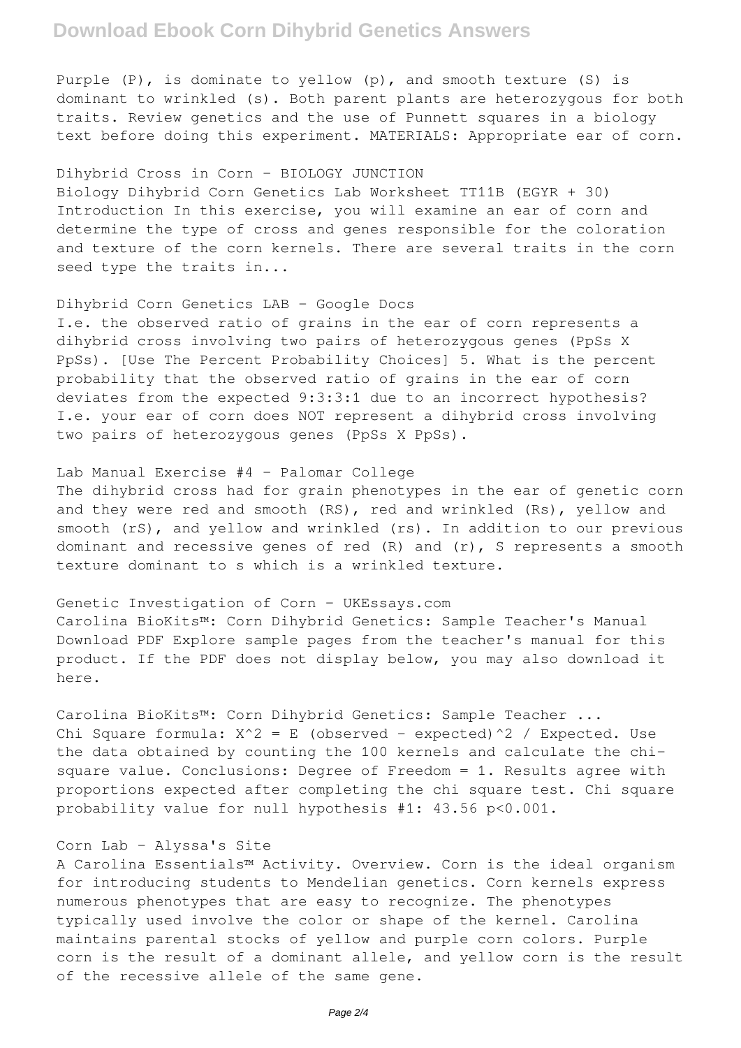Purple (P), is dominate to yellow (p), and smooth texture (S) is dominant to wrinkled (s). Both parent plants are heterozygous for both traits. Review genetics and the use of Punnett squares in a biology text before doing this experiment. MATERIALS: Appropriate ear of corn.

Dihybrid Cross in Corn - BIOLOGY JUNCTION

Biology Dihybrid Corn Genetics Lab Worksheet TT11B (EGYR + 30) Introduction In this exercise, you will examine an ear of corn and determine the type of cross and genes responsible for the coloration and texture of the corn kernels. There are several traits in the corn seed type the traits in...

Dihybrid Corn Genetics LAB - Google Docs

I.e. the observed ratio of grains in the ear of corn represents a dihybrid cross involving two pairs of heterozygous genes (PpSs X PpSs). [Use The Percent Probability Choices] 5. What is the percent probability that the observed ratio of grains in the ear of corn deviates from the expected 9:3:3:1 due to an incorrect hypothesis? I.e. your ear of corn does NOT represent a dihybrid cross involving two pairs of heterozygous genes (PpSs X PpSs).

Lab Manual Exercise #4 - Palomar College

The dihybrid cross had for grain phenotypes in the ear of genetic corn and they were red and smooth (RS), red and wrinkled (Rs), yellow and smooth (rS), and yellow and wrinkled (rs). In addition to our previous dominant and recessive genes of red (R) and (r), S represents a smooth texture dominant to s which is a wrinkled texture.

Genetic Investigation of Corn - UKEssays.com

Carolina BioKits™: Corn Dihybrid Genetics: Sample Teacher's Manual Download PDF Explore sample pages from the teacher's manual for this product. If the PDF does not display below, you may also download it here.

Carolina BioKits™: Corn Dihybrid Genetics: Sample Teacher ...

Chi Square formula: $X^2 = E$ (observed - expected)^2 / Expected. Use the data obtained by counting the 100 kernels and calculate the chi-square value. Conclusions: Degree of Freedom = 1. Results agree with proportions expected after completing the chi square test. Chi square probability value for null hypothesis #1: 43.56 $p<0.001$.

Corn Lab - Alyssa's Site

A Carolina Essentials™ Activity. Overview. Corn is the ideal organism for introducing students to Mendelian genetics. Corn kernels express numerous phenotypes that are easy to recognize. The phenotypes typically used involve the color or shape of the kernel. Carolina maintains parental stocks of yellow and purple corn colors. Purple corn is the result of a dominant allele, and yellow corn is the result of the recessive allele of the same gene.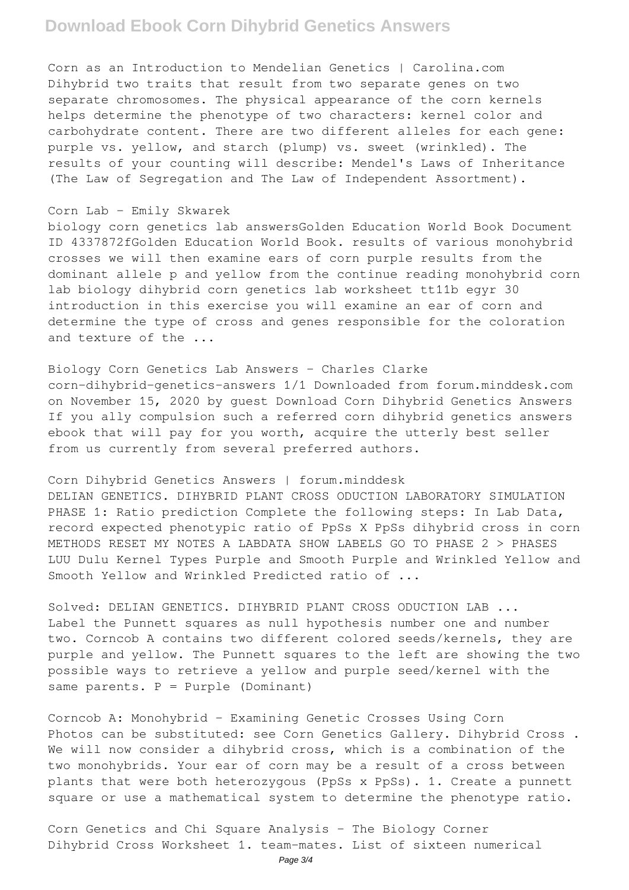Corn as an Introduction to Mendelian Genetics | Carolina.com
Dihybrid two traits that result from two separate genes on two separate chromosomes. The physical appearance of the corn kernels helps determine the phenotype of two characters: kernel color and carbohydrate content. There are two different alleles for each gene: purple vs. yellow, and starch (plump) vs. sweet (wrinkled). The results of your counting will describe: Mendel's Laws of Inheritance (The Law of Segregation and The Law of Independent Assortment).

Corn Lab - Emily Skwarek
biology corn genetics lab answersGolden Education World Book Document ID 4337872fGolden Education World Book. results of various monohybrid crosses we will then examine ears of corn purple results from the dominant allele p and yellow from the continue reading monohybrid corn lab biology dihybrid corn genetics lab worksheet tt11b egyr 30 introduction in this exercise you will examine an ear of corn and determine the type of cross and genes responsible for the coloration and texture of the ...

Biology Corn Genetics Lab Answers - Charles Clarke
corn-dihybrid-genetics-answers 1/1 Downloaded from forum.minddesk.com on November 15, 2020 by guest Download Corn Dihybrid Genetics Answers If you ally compulsion such a referred corn dihybrid genetics answers ebook that will pay for you worth, acquire the utterly best seller from us currently from several preferred authors.

Corn Dihybrid Genetics Answers | forum.minddesk
DELIAN GENETICS. DIHYBRID PLANT CROSS ODUCTION LABORATORY SIMULATION PHASE 1: Ratio prediction Complete the following steps: In Lab Data, record expected phenotypic ratio of PpSs X PpSs dihybrid cross in corn METHODS RESET MY NOTES A LABDATA SHOW LABELS GO TO PHASE 2 > PHASES LUU Dulu Kernel Types Purple and Smooth Purple and Wrinkled Yellow and Smooth Yellow and Wrinkled Predicted ratio of ...

Solved: DELIAN GENETICS. DIHYBRID PLANT CROSS ODUCTION LAB ...
Label the Punnett squares as null hypothesis number one and number two. Corncob A contains two different colored seeds/kernels, they are purple and yellow. The Punnett squares to the left are showing the two possible ways to retrieve a yellow and purple seed/kernel with the same parents. P = Purple (Dominant)

Corncob A: Monohybrid - Examining Genetic Crosses Using Corn
Photos can be substituted: see Corn Genetics Gallery. Dihybrid Cross . We will now consider a dihybrid cross, which is a combination of the two monohybrids. Your ear of corn may be a result of a cross between plants that were both heterozygous (PpSs x PpSs). 1. Create a punnett square or use a mathematical system to determine the phenotype ratio.

Corn Genetics and Chi Square Analysis - The Biology Corner
Dihybrid Cross Worksheet 1. team-mates. List of sixteen numerical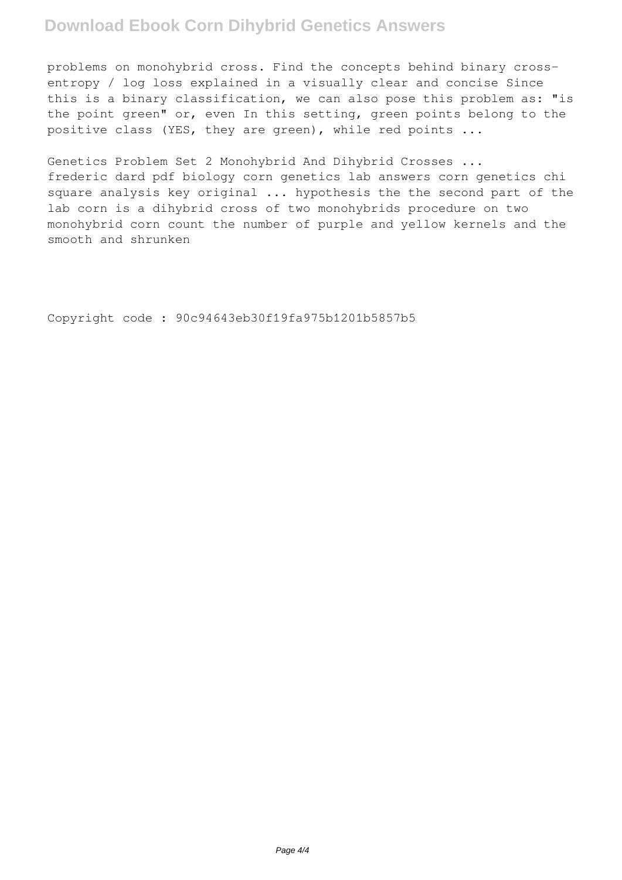problems on monohybrid cross. Find the concepts behind binary cross-entropy / log loss explained in a visually clear and concise Since this is a binary classification, we can also pose this problem as: "is the point green" or, even In this setting, green points belong to the positive class (YES, they are green), while red points ...

Genetics Problem Set 2 Monohybrid And Dihybrid Crosses ...
frederic dard pdf biology corn genetics lab answers corn genetics chi square analysis key original ... hypothesis the the second part of the lab corn is a dihybrid cross of two monohybrids procedure on two monohybrid corn count the number of purple and yellow kernels and the smooth and shrunken

Copyright code : 90c94643eb30f19fa975b1201b5857b5